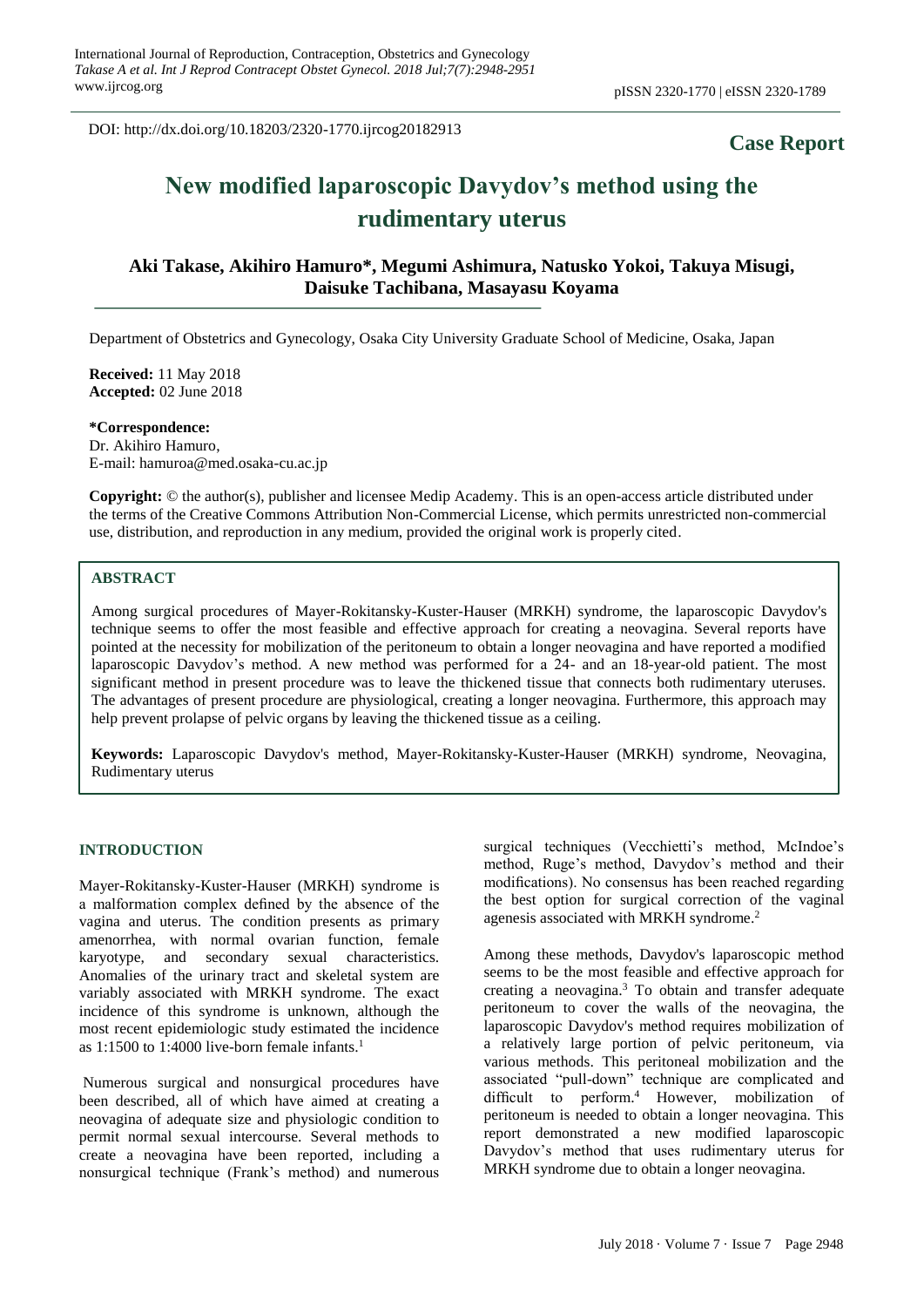DOI: http://dx.doi.org/10.18203/2320-1770.ijrcog20182913

**Case Report**

# New modified laparoscopic Davydov's method using the rudimentary uterus

**Aki Takase, Akihiro Hamuro*, Megumi Ashimura, Natusko Yokoi, Takuya Misugi, Daisuke Tachibana, Masayasu Koyama**

Department of Obstetrics and Gynecology, Osaka City University Graduate School of Medicine, Osaka, Japan

**Received:** 11 May 2018
**Accepted:** 02 June 2018

**\*Correspondence:**
Dr. Akihiro Hamuro,
E-mail: hamuroa@med.osaka-cu.ac.jp

**Copyright:** © the author(s), publisher and licensee Medip Academy. This is an open-access article distributed under the terms of the Creative Commons Attribution Non-Commercial License, which permits unrestricted non-commercial use, distribution, and reproduction in any medium, provided the original work is properly cited.

## ABSTRACT

Among surgical procedures of Mayer-Rokitansky-Kuster-Hauser (MRKH) syndrome, the laparoscopic Davydov's technique seems to offer the most feasible and effective approach for creating a neovagina. Several reports have pointed at the necessity for mobilization of the peritoneum to obtain a longer neovagina and have reported a modified laparoscopic Davydov's method. A new method was performed for a 24- and an 18-year-old patient. The most significant method in present procedure was to leave the thickened tissue that connects both rudimentary uteruses. The advantages of present procedure are physiological, creating a longer neovagina. Furthermore, this approach may help prevent prolapse of pelvic organs by leaving the thickened tissue as a ceiling.

**Keywords:** Laparoscopic Davydov's method, Mayer-Rokitansky-Kuster-Hauser (MRKH) syndrome, Neovagina, Rudimentary uterus

## INTRODUCTION

Mayer-Rokitansky-Kuster-Hauser (MRKH) syndrome is a malformation complex defined by the absence of the vagina and uterus. The condition presents as primary amenorrhea, with normal ovarian function, female karyotype, and secondary sexual characteristics. Anomalies of the urinary tract and skeletal system are variably associated with MRKH syndrome. The exact incidence of this syndrome is unknown, although the most recent epidemiologic study estimated the incidence as 1:1500 to 1:4000 live-born female infants.[1]

Numerous surgical and nonsurgical procedures have been described, all of which have aimed at creating a neovagina of adequate size and physiologic condition to permit normal sexual intercourse. Several methods to create a neovagina have been reported, including a nonsurgical technique (Frank's method) and numerous surgical techniques (Vecchietti's method, McIndoe's method, Ruge's method, Davydov's method and their modifications). No consensus has been reached regarding the best option for surgical correction of the vaginal agenesis associated with MRKH syndrome.[2]

Among these methods, Davydov's laparoscopic method seems to be the most feasible and effective approach for creating a neovagina.[3] To obtain and transfer adequate peritoneum to cover the walls of the neovagina, the laparoscopic Davydov's method requires mobilization of a relatively large portion of pelvic peritoneum, via various methods. This peritoneal mobilization and the associated "pull-down" technique are complicated and difficult to perform.[4] However, mobilization of peritoneum is needed to obtain a longer neovagina. This report demonstrated a new modified laparoscopic Davydov's method that uses rudimentary uterus for MRKH syndrome due to obtain a longer neovagina.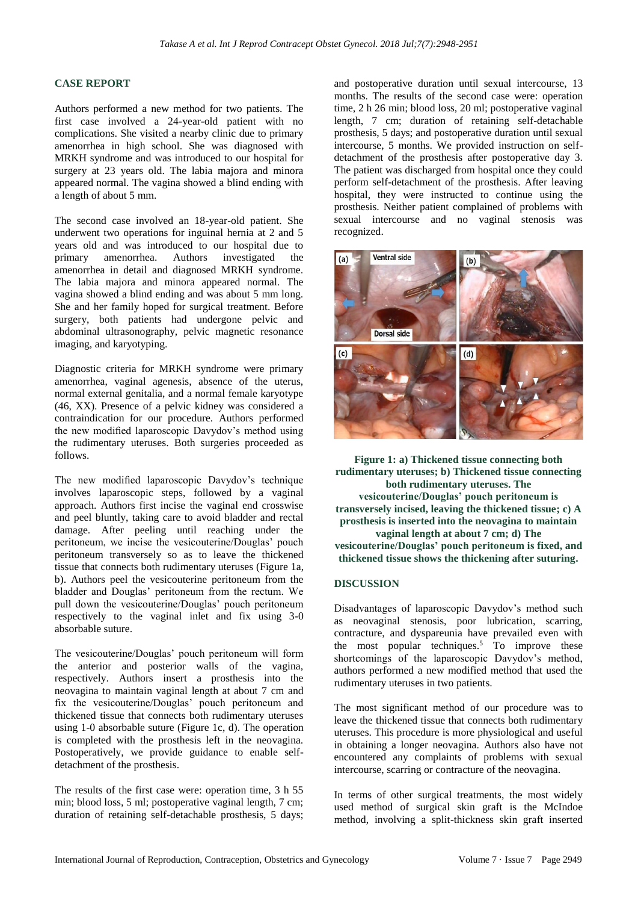## CASE REPORT

Authors performed a new method for two patients. The first case involved a 24-year-old patient with no complications. She visited a nearby clinic due to primary amenorrhea in high school. She was diagnosed with MRKH syndrome and was introduced to our hospital for surgery at 23 years old. The labia majora and minora appeared normal. The vagina showed a blind ending with a length of about 5 mm.

The second case involved an 18-year-old patient. She underwent two operations for inguinal hernia at 2 and 5 years old and was introduced to our hospital due to primary amenorrhea. Authors investigated the amenorrhea in detail and diagnosed MRKH syndrome. The labia majora and minora appeared normal. The vagina showed a blind ending and was about 5 mm long. She and her family hoped for surgical treatment. Before surgery, both patients had undergone pelvic and abdominal ultrasonography, pelvic magnetic resonance imaging, and karyotyping.

Diagnostic criteria for MRKH syndrome were primary amenorrhea, vaginal agenesis, absence of the uterus, normal external genitalia, and a normal female karyotype (46, XX). Presence of a pelvic kidney was considered a contraindication for our procedure. Authors performed the new modified laparoscopic Davydov's method using the rudimentary uteruses. Both surgeries proceeded as follows.

The new modified laparoscopic Davydov's technique involves laparoscopic steps, followed by a vaginal approach. Authors first incise the vaginal end crosswise and peel bluntly, taking care to avoid bladder and rectal damage. After peeling until reaching under the peritoneum, we incise the vesicouterine/Douglas' pouch peritoneum transversely so as to leave the thickened tissue that connects both rudimentary uteruses (Figure 1a, b). Authors peel the vesicouterine peritoneum from the bladder and Douglas' peritoneum from the rectum. We pull down the vesicouterine/Douglas' pouch peritoneum respectively to the vaginal inlet and fix using 3-0 absorbable suture.

The vesicouterine/Douglas' pouch peritoneum will form the anterior and posterior walls of the vagina, respectively. Authors insert a prosthesis into the neovagina to maintain vaginal length at about 7 cm and fix the vesicouterine/Douglas' pouch peritoneum and thickened tissue that connects both rudimentary uteruses using 1-0 absorbable suture (Figure 1c, d). The operation is completed with the prosthesis left in the neovagina. Postoperatively, we provide guidance to enable self-detachment of the prosthesis.

The results of the first case were: operation time, 3 h 55 min; blood loss, 5 ml; postoperative vaginal length, 7 cm; duration of retaining self-detachable prosthesis, 5 days; and postoperative duration until sexual intercourse, 13 months. The results of the second case were: operation time, 2 h 26 min; blood loss, 20 ml; postoperative vaginal length, 7 cm; duration of retaining self-detachable prosthesis, 5 days; and postoperative duration until sexual intercourse, 5 months. We provided instruction on self-detachment of the prosthesis after postoperative day 3. The patient was discharged from hospital once they could perform self-detachment of the prosthesis. After leaving hospital, they were instructed to continue using the prosthesis. Neither patient complained of problems with sexual intercourse and no vaginal stenosis was recognized.

**Figure 1: a) Thickened tissue connecting both rudimentary uteruses; b) Thickened tissue connecting both rudimentary uteruses. The vesicouterine/Douglas' pouch peritoneum is transversely incised, leaving the thickened tissue; c) A prosthesis is inserted into the neovagina to maintain vaginal length at about 7 cm; d) The vesicouterine/Douglas' pouch peritoneum is fixed, and thickened tissue shows the thickening after suturing.**

## DISCUSSION

Disadvantages of laparoscopic Davydov's method such as neovaginal stenosis, poor lubrication, scarring, contracture, and dyspareunia have prevailed even with the most popular techniques.[5] To improve these shortcomings of the laparoscopic Davydov's method, authors performed a new modified method that used the rudimentary uteruses in two patients.

The most significant method of our procedure was to leave the thickened tissue that connects both rudimentary uteruses. This procedure is more physiological and useful in obtaining a longer neovagina. Authors also have not encountered any complaints of problems with sexual intercourse, scarring or contracture of the neovagina.

In terms of other surgical treatments, the most widely used method of surgical skin graft is the McIndoe method, involving a split-thickness skin graft inserted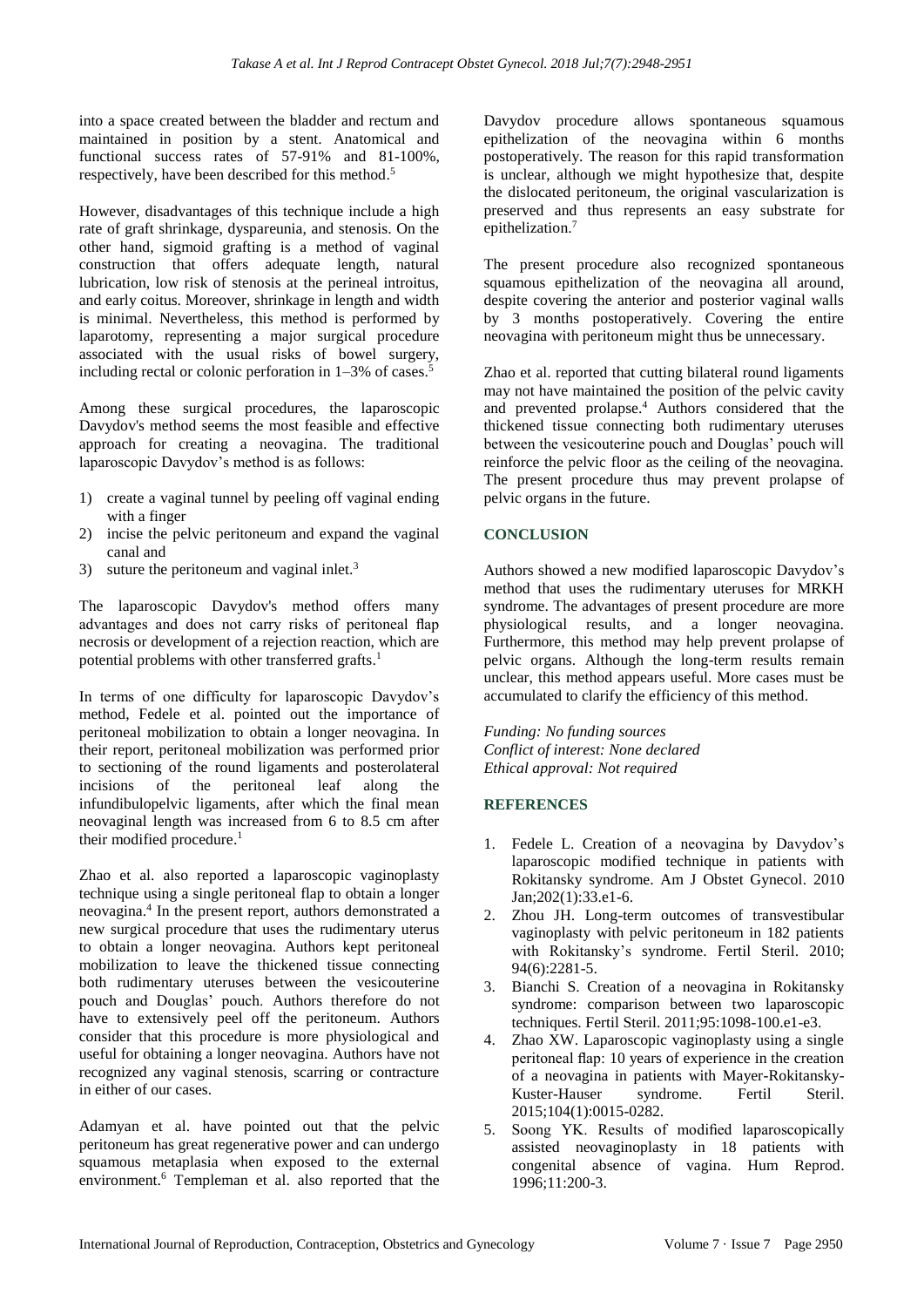into a space created between the bladder and rectum and maintained in position by a stent. Anatomical and functional success rates of 57-91% and 81-100%, respectively, have been described for this method.[5]

However, disadvantages of this technique include a high rate of graft shrinkage, dyspareunia, and stenosis. On the other hand, sigmoid grafting is a method of vaginal construction that offers adequate length, natural lubrication, low risk of stenosis at the perineal introitus, and early coitus. Moreover, shrinkage in length and width is minimal. Nevertheless, this method is performed by laparotomy, representing a major surgical procedure associated with the usual risks of bowel surgery, including rectal or colonic perforation in 1–3% of cases.[5]

Among these surgical procedures, the laparoscopic Davydov's method seems the most feasible and effective approach for creating a neovagina. The traditional laparoscopic Davydov's method is as follows:

1) create a vaginal tunnel by peeling off vaginal ending with a finger
2) incise the pelvic peritoneum and expand the vaginal canal and
3) suture the peritoneum and vaginal inlet.[3]

The laparoscopic Davydov's method offers many advantages and does not carry risks of peritoneal flap necrosis or development of a rejection reaction, which are potential problems with other transferred grafts.[1]

In terms of one difficulty for laparoscopic Davydov's method, Fedele et al. pointed out the importance of peritoneal mobilization to obtain a longer neovagina. In their report, peritoneal mobilization was performed prior to sectioning of the round ligaments and posterolateral incisions of the peritoneal leaf along the infundibulopelvic ligaments, after which the final mean neovaginal length was increased from 6 to 8.5 cm after their modified procedure.[1]

Zhao et al. also reported a laparoscopic vaginoplasty technique using a single peritoneal flap to obtain a longer neovagina.[4] In the present report, authors demonstrated a new surgical procedure that uses the rudimentary uterus to obtain a longer neovagina. Authors kept peritoneal mobilization to leave the thickened tissue connecting both rudimentary uteruses between the vesicouterine pouch and Douglas' pouch. Authors therefore do not have to extensively peel off the peritoneum. Authors consider that this procedure is more physiological and useful for obtaining a longer neovagina. Authors have not recognized any vaginal stenosis, scarring or contracture in either of our cases.

Adamyan et al. have pointed out that the pelvic peritoneum has great regenerative power and can undergo squamous metaplasia when exposed to the external environment.[6] Templeman et al. also reported that the Davydov procedure allows spontaneous squamous epithelization of the neovagina within 6 months postoperatively. The reason for this rapid transformation is unclear, although we might hypothesize that, despite the dislocated peritoneum, the original vascularization is preserved and thus represents an easy substrate for epithelization.[7]

The present procedure also recognized spontaneous squamous epithelization of the neovagina all around, despite covering the anterior and posterior vaginal walls by 3 months postoperatively. Covering the entire neovagina with peritoneum might thus be unnecessary.

Zhao et al. reported that cutting bilateral round ligaments may not have maintained the position of the pelvic cavity and prevented prolapse.[4] Authors considered that the thickened tissue connecting both rudimentary uteruses between the vesicouterine pouch and Douglas' pouch will reinforce the pelvic floor as the ceiling of the neovagina. The present procedure thus may prevent prolapse of pelvic organs in the future.

## CONCLUSION

Authors showed a new modified laparoscopic Davydov's method that uses the rudimentary uteruses for MRKH syndrome. The advantages of present procedure are more physiological results, and a longer neovagina. Furthermore, this method may help prevent prolapse of pelvic organs. Although the long-term results remain unclear, this method appears useful. More cases must be accumulated to clarify the efficiency of this method.

*Funding: No funding sources*
*Conflict of interest: None declared*
*Ethical approval: Not required*

## REFERENCES

1. Fedele L. Creation of a neovagina by Davydov's laparoscopic modified technique in patients with Rokitansky syndrome. Am J Obstet Gynecol. 2010 Jan;202(1):33.e1-6.
2. Zhou JH. Long-term outcomes of transvestibular vaginoplasty with pelvic peritoneum in 182 patients with Rokitansky's syndrome. Fertil Steril. 2010; 94(6):2281-5.
3. Bianchi S. Creation of a neovagina in Rokitansky syndrome: comparison between two laparoscopic techniques. Fertil Steril. 2011;95:1098-100.e1-e3.
4. Zhao XW. Laparoscopic vaginoplasty using a single peritoneal flap: 10 years of experience in the creation of a neovagina in patients with Mayer-Rokitansky-Kuster-Hauser syndrome. Fertil Steril. 2015;104(1):0015-0282.
5. Soong YK. Results of modified laparoscopically assisted neovaginoplasty in 18 patients with congenital absence of vagina. Hum Reprod. 1996;11:200-3.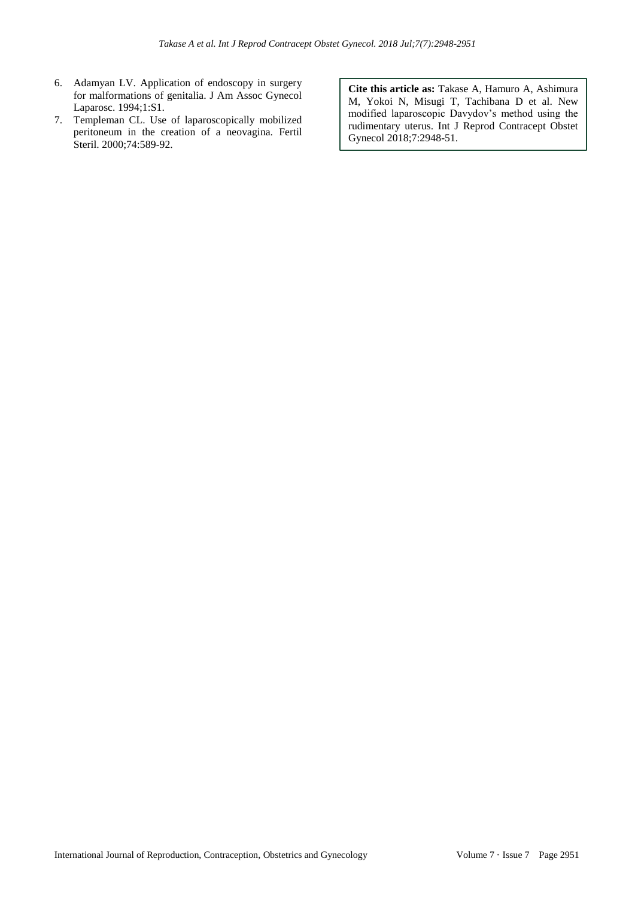6. Adamyan LV. Application of endoscopy in surgery for malformations of genitalia. J Am Assoc Gynecol Laparosc. 1994;1:S1.
7. Templeman CL. Use of laparoscopically mobilized peritoneum in the creation of a neovagina. Fertil Steril. 2000;74:589-92.

**Cite this article as:** Takase A, Hamuro A, Ashimura M, Yokoi N, Misugi T, Tachibana D et al. New modified laparoscopic Davydov's method using the rudimentary uterus. Int J Reprod Contracept Obstet Gynecol 2018;7:2948-51.